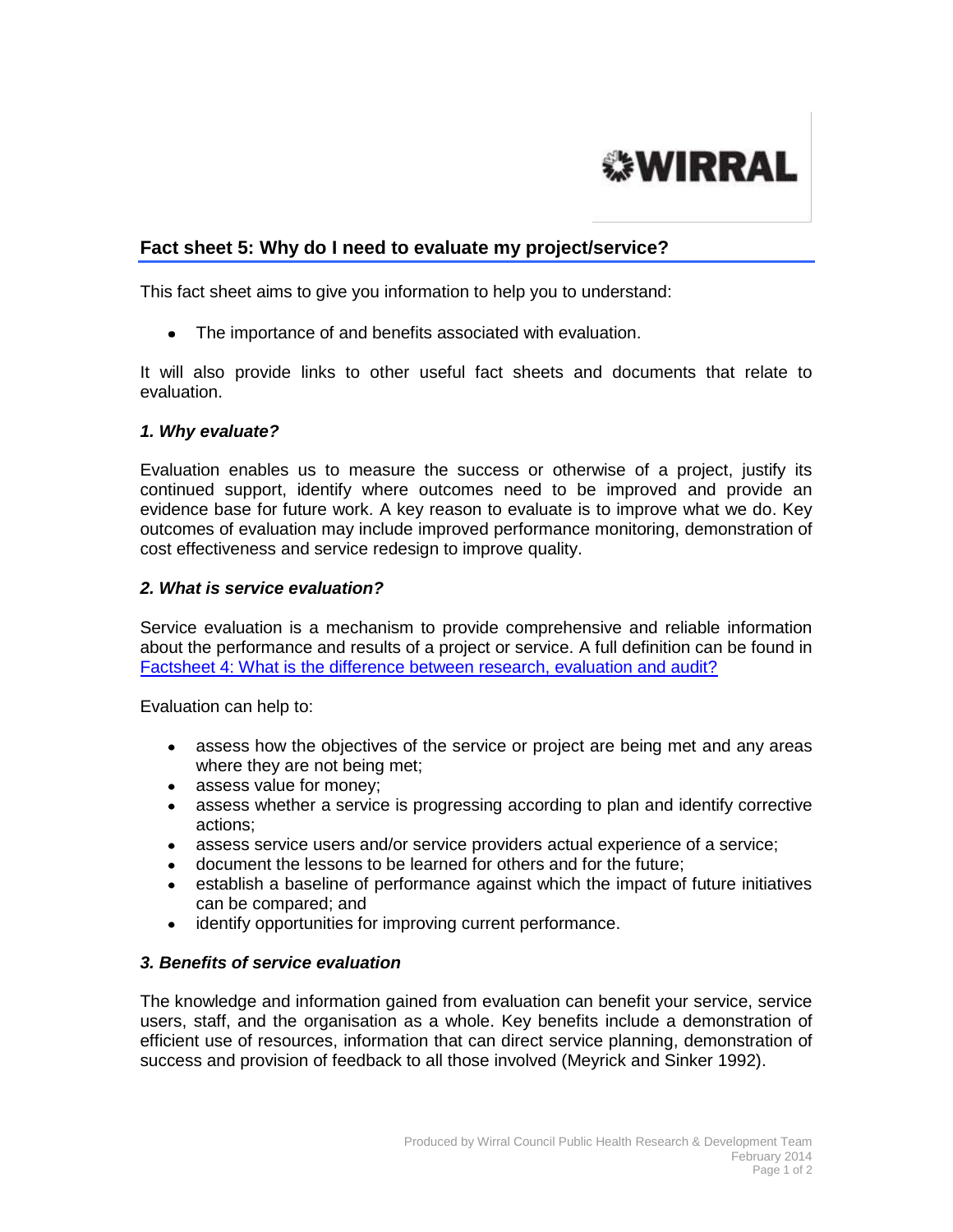WIRRAL

## Fact sheet 5: Why do I need to evaluate my project/service?

This fact sheet aims to give you information to help you to understand:

- The importance of and benefits associated with evaluation.

It will also provide links to other useful fact sheets and documents that relate to evaluation.

### *1. Why evaluate?*

Evaluation enables us to measure the success or otherwise of a project, justify its continued support, identify where outcomes need to be improved and provide an evidence base for future work. A key reason to evaluate is to improve what we do. Key outcomes of evaluation may include improved performance monitoring, demonstration of cost effectiveness and service redesign to improve quality.

### *2. What is service evaluation?*

Service evaluation is a mechanism to provide comprehensive and reliable information about the performance and results of a project or service. A full definition can be found in [Factsheet 4: What is the difference between research, evaluation and audit?]

Evaluation can help to:

- assess how the objectives of the service or project are being met and any areas where they are not being met;
- assess value for money;
- assess whether a service is progressing according to plan and identify corrective actions;
- assess service users and/or service providers actual experience of a service;
- document the lessons to be learned for others and for the future;
- establish a baseline of performance against which the impact of future initiatives can be compared; and
- identify opportunities for improving current performance.

### *3. Benefits of service evaluation*

The knowledge and information gained from evaluation can benefit your service, service users, staff, and the organisation as a whole. Key benefits include a demonstration of efficient use of resources, information that can direct service planning, demonstration of success and provision of feedback to all those involved (Meyrick and Sinker 1992).

Produced by Wirral Council Public Health Research & Development Team
February 2014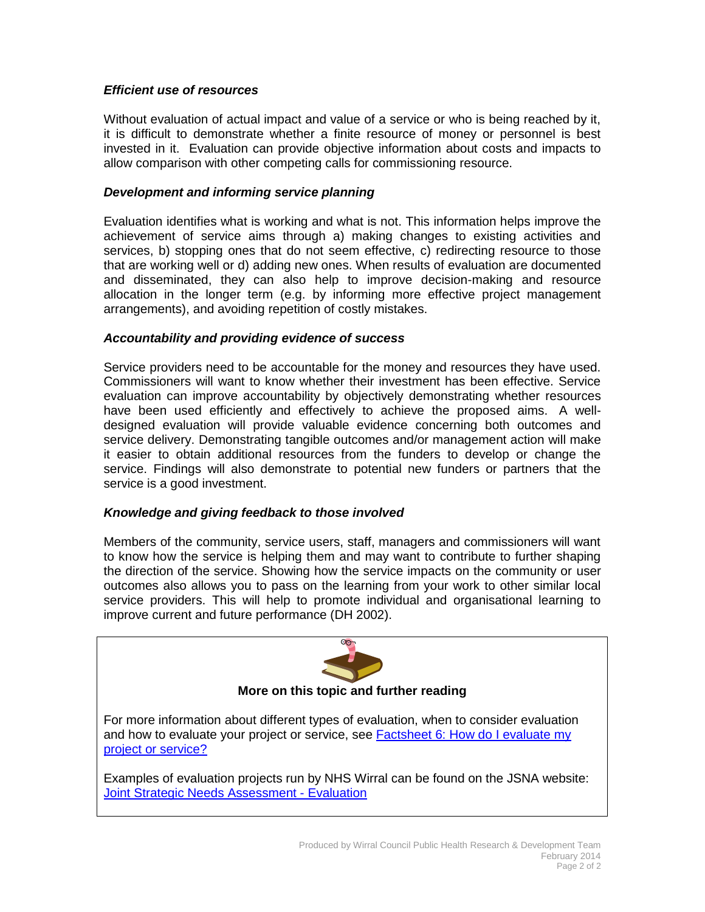### *Efficient use of resources*

Without evaluation of actual impact and value of a service or who is being reached by it, it is difficult to demonstrate whether a finite resource of money or personnel is best invested in it. Evaluation can provide objective information about costs and impacts to allow comparison with other competing calls for commissioning resource.

### *Development and informing service planning*

Evaluation identifies what is working and what is not. This information helps improve the achievement of service aims through a) making changes to existing activities and services, b) stopping ones that do not seem effective, c) redirecting resource to those that are working well or d) adding new ones. When results of evaluation are documented and disseminated, they can also help to improve decision-making and resource allocation in the longer term (e.g. by informing more effective project management arrangements), and avoiding repetition of costly mistakes.

### *Accountability and providing evidence of success*

Service providers need to be accountable for the money and resources they have used. Commissioners will want to know whether their investment has been effective. Service evaluation can improve accountability by objectively demonstrating whether resources have been used efficiently and effectively to achieve the proposed aims. A well-designed evaluation will provide valuable evidence concerning both outcomes and service delivery. Demonstrating tangible outcomes and/or management action will make it easier to obtain additional resources from the funders to develop or change the service. Findings will also demonstrate to potential new funders or partners that the service is a good investment.

### *Knowledge and giving feedback to those involved*

Members of the community, service users, staff, managers and commissioners will want to know how the service is helping them and may want to contribute to further shaping the direction of the service. Showing how the service impacts on the community or user outcomes also allows you to pass on the learning from your work to other similar local service providers. This will help to promote individual and organisational learning to improve current and future performance (DH 2002).

**More on this topic and further reading**

For more information about different types of evaluation, when to consider evaluation and how to evaluate your project or service, see Factsheet 6: How do I evaluate my project or service?

Examples of evaluation projects run by NHS Wirral can be found on the JSNA website: Joint Strategic Needs Assessment - Evaluation